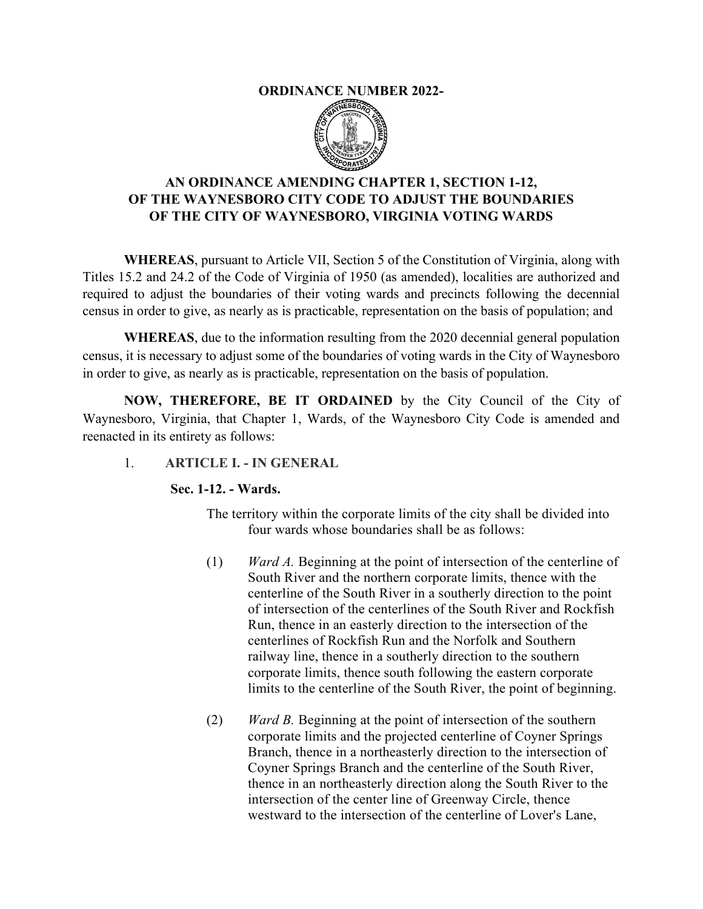**ORDINANCE NUMBER 2022-**

# AN ORDINANCE AMENDING CHAPTER 1, SECTION 1-12, OF THE WAYNESBORO CITY CODE TO ADJUST THE BOUNDARIES OF THE CITY OF WAYNESBORO, VIRGINIA VOTING WARDS

**WHEREAS**, pursuant to Article VII, Section 5 of the Constitution of Virginia, along with Titles 15.2 and 24.2 of the Code of Virginia of 1950 (as amended), localities are authorized and required to adjust the boundaries of their voting wards and precincts following the decennial census in order to give, as nearly as is practicable, representation on the basis of population; and

**WHEREAS**, due to the information resulting from the 2020 decennial general population census, it is necessary to adjust some of the boundaries of voting wards in the City of Waynesboro in order to give, as nearly as is practicable, representation on the basis of population.

**NOW, THEREFORE, BE IT ORDAINED** by the City Council of the City of Waynesboro, Virginia, that Chapter 1, Wards, of the Waynesboro City Code is amended and reenacted in its entirety as follows:

1. **ARTICLE I. - IN GENERAL**

**Sec. 1-12. - Wards.**

The territory within the corporate limits of the city shall be divided into four wards whose boundaries shall be as follows:

(1) *Ward A.* Beginning at the point of intersection of the centerline of South River and the northern corporate limits, thence with the centerline of the South River in a southerly direction to the point of intersection of the centerlines of the South River and Rockfish Run, thence in an easterly direction to the intersection of the centerlines of Rockfish Run and the Norfolk and Southern railway line, thence in a southerly direction to the southern corporate limits, thence south following the eastern corporate limits to the centerline of the South River, the point of beginning.

(2) *Ward B.* Beginning at the point of intersection of the southern corporate limits and the projected centerline of Coyner Springs Branch, thence in a northeasterly direction to the intersection of Coyner Springs Branch and the centerline of the South River, thence in an northeasterly direction along the South River to the intersection of the center line of Greenway Circle, thence westward to the intersection of the centerline of Lover's Lane,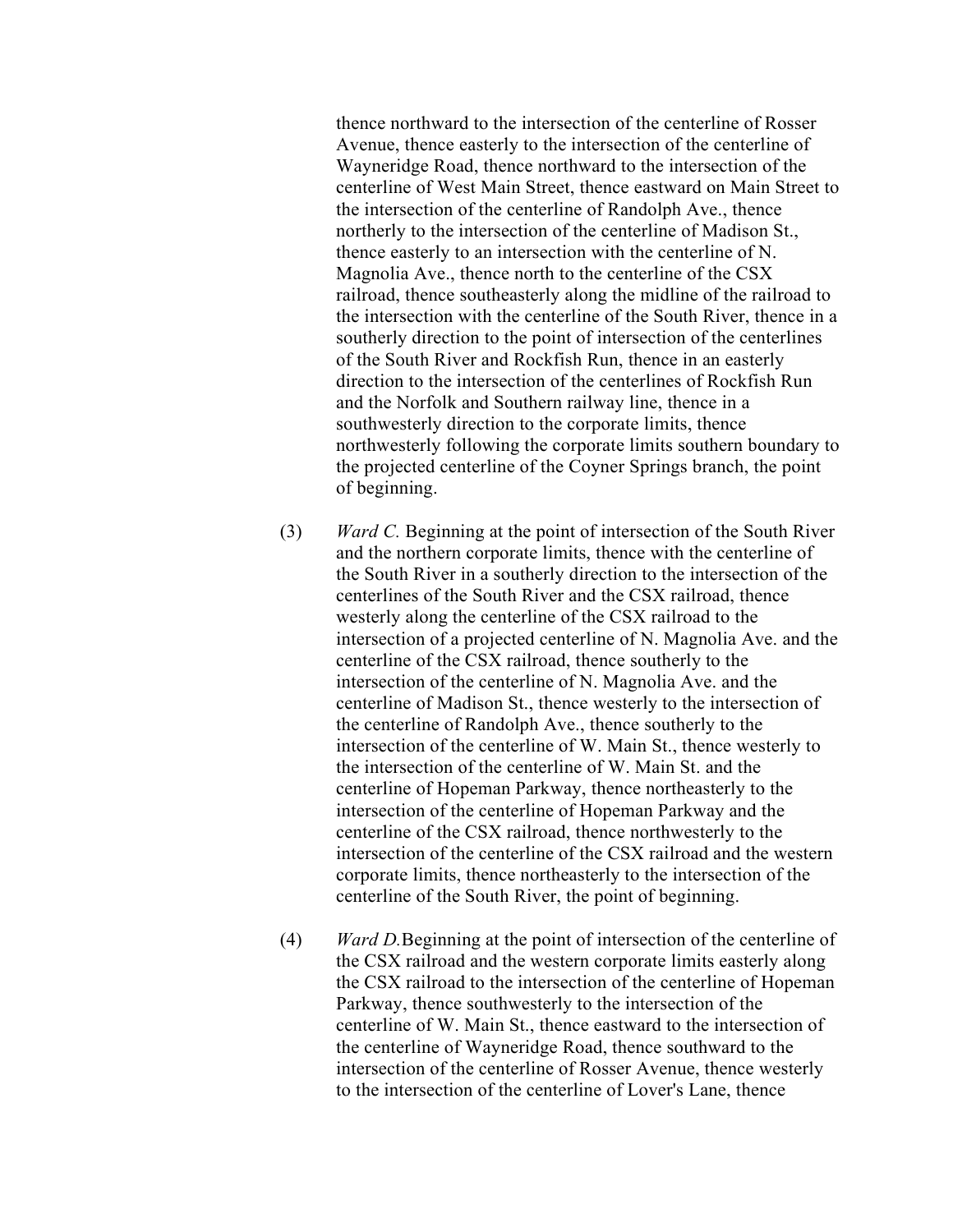thence northward to the intersection of the centerline of Rosser Avenue, thence easterly to the intersection of the centerline of Wayneridge Road, thence northward to the intersection of the centerline of West Main Street, thence eastward on Main Street to the intersection of the centerline of Randolph Ave., thence northerly to the intersection of the centerline of Madison St., thence easterly to an intersection with the centerline of N. Magnolia Ave., thence north to the centerline of the CSX railroad, thence southeasterly along the midline of the railroad to the intersection with the centerline of the South River, thence in a southerly direction to the point of intersection of the centerlines of the South River and Rockfish Run, thence in an easterly direction to the intersection of the centerlines of Rockfish Run and the Norfolk and Southern railway line, thence in a southwesterly direction to the corporate limits, thence northwesterly following the corporate limits southern boundary to the projected centerline of the Coyner Springs branch, the point of beginning.

(3) *Ward C.* Beginning at the point of intersection of the South River and the northern corporate limits, thence with the centerline of the South River in a southerly direction to the intersection of the centerlines of the South River and the CSX railroad, thence westerly along the centerline of the CSX railroad to the intersection of a projected centerline of N. Magnolia Ave. and the centerline of the CSX railroad, thence southerly to the intersection of the centerline of N. Magnolia Ave. and the centerline of Madison St., thence westerly to the intersection of the centerline of Randolph Ave., thence southerly to the intersection of the centerline of W. Main St., thence westerly to the intersection of the centerline of W. Main St. and the centerline of Hopeman Parkway, thence northeasterly to the intersection of the centerline of Hopeman Parkway and the centerline of the CSX railroad, thence northwesterly to the intersection of the centerline of the CSX railroad and the western corporate limits, thence northeasterly to the intersection of the centerline of the South River, the point of beginning.

(4) *Ward D.*Beginning at the point of intersection of the centerline of the CSX railroad and the western corporate limits easterly along the CSX railroad to the intersection of the centerline of Hopeman Parkway, thence southwesterly to the intersection of the centerline of W. Main St., thence eastward to the intersection of the centerline of Wayneridge Road, thence southward to the intersection of the centerline of Rosser Avenue, thence westerly to the intersection of the centerline of Lover's Lane, thence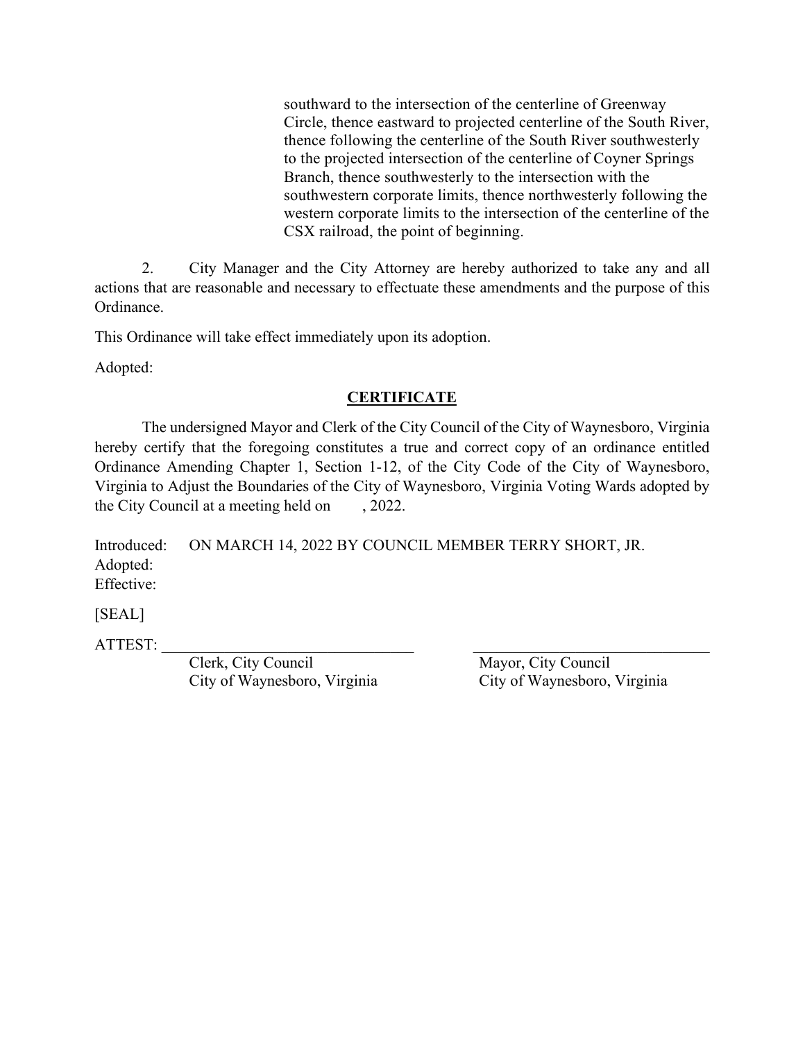southward to the intersection of the centerline of Greenway Circle, thence eastward to projected centerline of the South River, thence following the centerline of the South River southwesterly to the projected intersection of the centerline of Coyner Springs Branch, thence southwesterly to the intersection with the southwestern corporate limits, thence northwesterly following the western corporate limits to the intersection of the centerline of the CSX railroad, the point of beginning.

2. City Manager and the City Attorney are hereby authorized to take any and all actions that are reasonable and necessary to effectuate these amendments and the purpose of this Ordinance.

This Ordinance will take effect immediately upon its adoption.

Adopted:

## CERTIFICATE

The undersigned Mayor and Clerk of the City Council of the City of Waynesboro, Virginia hereby certify that the foregoing constitutes a true and correct copy of an ordinance entitled Ordinance Amending Chapter 1, Section 1-12, of the City Code of the City of Waynesboro, Virginia to Adjust the Boundaries of the City of Waynesboro, Virginia Voting Wards adopted by the City Council at a meeting held on , 2022.

Introduced: ON MARCH 14, 2022 BY COUNCIL MEMBER TERRY SHORT, JR.
Adopted:
Effective:

[SEAL]

ATTEST: ________________________________ ________________________________

Clerk, City Council
City of Waynesboro, Virginia

Mayor, City Council
City of Waynesboro, Virginia